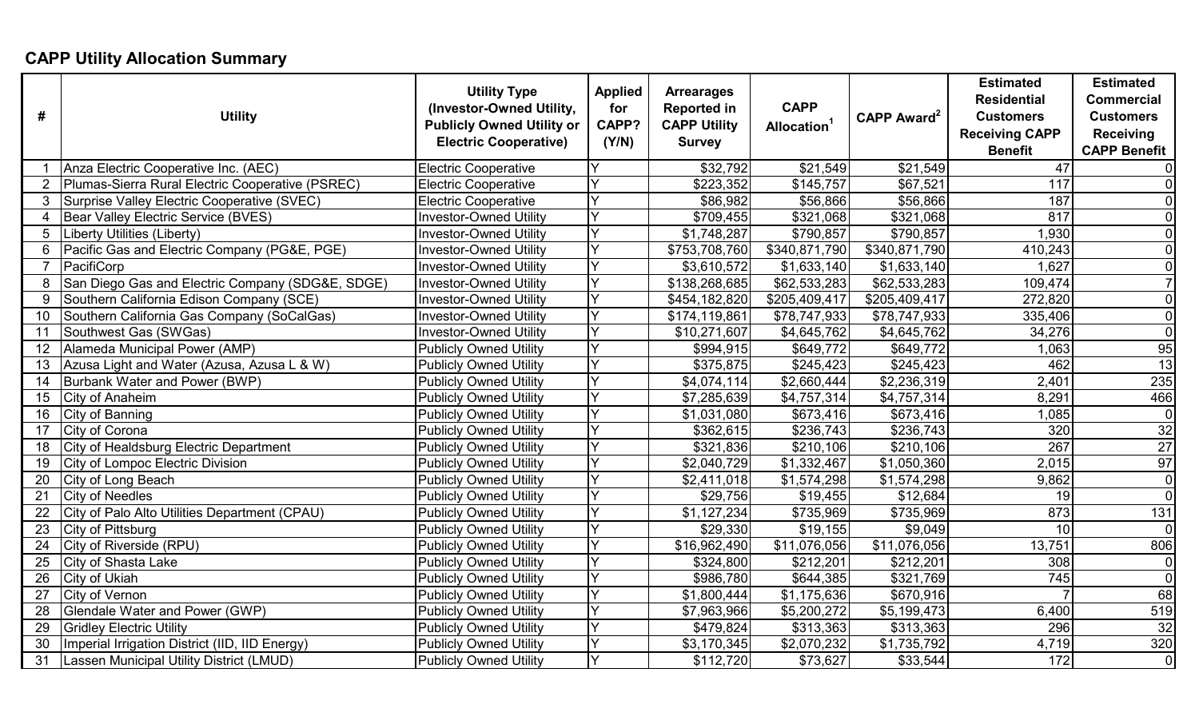## CAPP Utility Allocation Summary

| # | Utility | Utility Type (Investor-Owned Utility, Publicly Owned Utility or Electric Cooperative) | Applied for CAPP? (Y/N) | Arrearages Reported in CAPP Utility Survey | CAPP Allocation[1] | CAPP Award[2] | Estimated Residential Customers Receiving CAPP Benefit | Estimated Commercial Customers Receiving CAPP Benefit |
|---|---|---|---|---|---|---|---|---|
| 1 | Anza Electric Cooperative Inc. (AEC) | Electric Cooperative | Y | $32,792 | $21,549 | $21,549 | 47 | 0 |
| 2 | Plumas-Sierra Rural Electric Cooperative (PSREC) | Electric Cooperative | Y | $223,352 | $145,757 | $67,521 | 117 | 0 |
| 3 | Surprise Valley Electric Cooperative (SVEC) | Electric Cooperative | Y | $86,982 | $56,866 | $56,866 | 187 | 0 |
| 4 | Bear Valley Electric Service (BVES) | Investor-Owned Utility | Y | $709,455 | $321,068 | $321,068 | 817 | 0 |
| 5 | Liberty Utilities (Liberty) | Investor-Owned Utility | Y | $1,748,287 | $790,857 | $790,857 | 1,930 | 0 |
| 6 | Pacific Gas and Electric Company (PG&E, PGE) | Investor-Owned Utility | Y | $753,708,760 | $340,871,790 | $340,871,790 | 410,243 | 0 |
| 7 | PacifiCorp | Investor-Owned Utility | Y | $3,610,572 | $1,633,140 | $1,633,140 | 1,627 | 0 |
| 8 | San Diego Gas and Electric Company (SDG&E, SDGE) | Investor-Owned Utility | Y | $138,268,685 | $62,533,283 | $62,533,283 | 109,474 | 7 |
| 9 | Southern California Edison Company (SCE) | Investor-Owned Utility | Y | $454,182,820 | $205,409,417 | $205,409,417 | 272,820 | 0 |
| 10 | Southern California Gas Company (SoCalGas) | Investor-Owned Utility | Y | $174,119,861 | $78,747,933 | $78,747,933 | 335,406 | 0 |
| 11 | Southwest Gas (SWGas) | Investor-Owned Utility | Y | $10,271,607 | $4,645,762 | $4,645,762 | 34,276 | 0 |
| 12 | Alameda Municipal Power (AMP) | Publicly Owned Utility | Y | $994,915 | $649,772 | $649,772 | 1,063 | 95 |
| 13 | Azusa Light and Water (Azusa, Azusa L & W) | Publicly Owned Utility | Y | $375,875 | $245,423 | $245,423 | 462 | 13 |
| 14 | Burbank Water and Power (BWP) | Publicly Owned Utility | Y | $4,074,114 | $2,660,444 | $2,236,319 | 2,401 | 235 |
| 15 | City of Anaheim | Publicly Owned Utility | Y | $7,285,639 | $4,757,314 | $4,757,314 | 8,291 | 466 |
| 16 | City of Banning | Publicly Owned Utility | Y | $1,031,080 | $673,416 | $673,416 | 1,085 | 0 |
| 17 | City of Corona | Publicly Owned Utility | Y | $362,615 | $236,743 | $236,743 | 320 | 32 |
| 18 | City of Healdsburg Electric Department | Publicly Owned Utility | Y | $321,836 | $210,106 | $210,106 | 267 | 27 |
| 19 | City of Lompoc Electric Division | Publicly Owned Utility | Y | $2,040,729 | $1,332,467 | $1,050,360 | 2,015 | 97 |
| 20 | City of Long Beach | Publicly Owned Utility | Y | $2,411,018 | $1,574,298 | $1,574,298 | 9,862 | 0 |
| 21 | City of Needles | Publicly Owned Utility | Y | $29,756 | $19,455 | $12,684 | 19 | 0 |
| 22 | City of Palo Alto Utilities Department (CPAU) | Publicly Owned Utility | Y | $1,127,234 | $735,969 | $735,969 | 873 | 131 |
| 23 | City of Pittsburg | Publicly Owned Utility | Y | $29,330 | $19,155 | $9,049 | 10 | 0 |
| 24 | City of Riverside (RPU) | Publicly Owned Utility | Y | $16,962,490 | $11,076,056 | $11,076,056 | 13,751 | 806 |
| 25 | City of Shasta Lake | Publicly Owned Utility | Y | $324,800 | $212,201 | $212,201 | 308 | 0 |
| 26 | City of Ukiah | Publicly Owned Utility | Y | $986,780 | $644,385 | $321,769 | 745 | 0 |
| 27 | City of Vernon | Publicly Owned Utility | Y | $1,800,444 | $1,175,636 | $670,916 | 7 | 68 |
| 28 | Glendale Water and Power (GWP) | Publicly Owned Utility | Y | $7,963,966 | $5,200,272 | $5,199,473 | 6,400 | 519 |
| 29 | Gridley Electric Utility | Publicly Owned Utility | Y | $479,824 | $313,363 | $313,363 | 296 | 32 |
| 30 | Imperial Irrigation District (IID, IID Energy) | Publicly Owned Utility | Y | $3,170,345 | $2,070,232 | $1,735,792 | 4,719 | 320 |
| 31 | Lassen Municipal Utility District (LMUD) | Publicly Owned Utility | Y | $112,720 | $73,627 | $33,544 | 172 | 0 |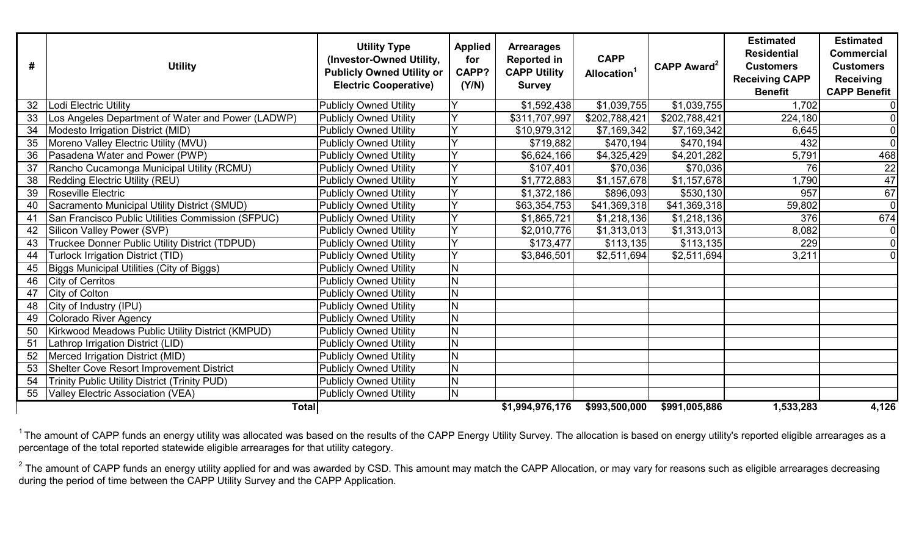| # | Utility | Utility Type (Investor-Owned Utility, Publicly Owned Utility or Electric Cooperative) | Applied for CAPP? (Y/N) | Arrearages Reported in CAPP Utility Survey | CAPP Allocation[1] | CAPP Award[2] | Estimated Residential Customers Receiving CAPP Benefit | Estimated Commercial Customers Receiving CAPP Benefit |
|---|---|---|---|---|---|---|---|---|
| 32 | Lodi Electric Utility | Publicly Owned Utility | Y | $1,592,438 | $1,039,755 | $1,039,755 | 1,702 | 0 |
| 33 | Los Angeles Department of Water and Power (LADWP) | Publicly Owned Utility | Y | $311,707,997 | $202,788,421 | $202,788,421 | 224,180 | 0 |
| 34 | Modesto Irrigation District (MID) | Publicly Owned Utility | Y | $10,979,312 | $7,169,342 | $7,169,342 | 6,645 | 0 |
| 35 | Moreno Valley Electric Utility (MVU) | Publicly Owned Utility | Y | $719,882 | $470,194 | $470,194 | 432 | 0 |
| 36 | Pasadena Water and Power (PWP) | Publicly Owned Utility | Y | $6,624,166 | $4,325,429 | $4,201,282 | 5,791 | 468 |
| 37 | Rancho Cucamonga Municipal Utility (RCMU) | Publicly Owned Utility | Y | $107,401 | $70,036 | $70,036 | 76 | 22 |
| 38 | Redding Electric Utility (REU) | Publicly Owned Utility | Y | $1,772,883 | $1,157,678 | $1,157,678 | 1,790 | 47 |
| 39 | Roseville Electric | Publicly Owned Utility | Y | $1,372,186 | $896,093 | $530,130 | 957 | 67 |
| 40 | Sacramento Municipal Utility District (SMUD) | Publicly Owned Utility | Y | $63,354,753 | $41,369,318 | $41,369,318 | 59,802 | 0 |
| 41 | San Francisco Public Utilities Commission (SFPUC) | Publicly Owned Utility | Y | $1,865,721 | $1,218,136 | $1,218,136 | 376 | 674 |
| 42 | Silicon Valley Power (SVP) | Publicly Owned Utility | Y | $2,010,776 | $1,313,013 | $1,313,013 | 8,082 | 0 |
| 43 | Truckee Donner Public Utility District (TDPUD) | Publicly Owned Utility | Y | $173,477 | $113,135 | $113,135 | 229 | 0 |
| 44 | Turlock Irrigation District (TID) | Publicly Owned Utility | Y | $3,846,501 | $2,511,694 | $2,511,694 | 3,211 | 0 |
| 45 | Biggs Municipal Utilities (City of Biggs) | Publicly Owned Utility | N | | | | | |
| 46 | City of Cerritos | Publicly Owned Utility | N | | | | | |
| 47 | City of Colton | Publicly Owned Utility | N | | | | | |
| 48 | City of Industry (IPU) | Publicly Owned Utility | N | | | | | |
| 49 | Colorado River Agency | Publicly Owned Utility | N | | | | | |
| 50 | Kirkwood Meadows Public Utility District (KMPUD) | Publicly Owned Utility | N | | | | | |
| 51 | Lathrop Irrigation District (LID) | Publicly Owned Utility | N | | | | | |
| 52 | Merced Irrigation District (MID) | Publicly Owned Utility | N | | | | | |
| 53 | Shelter Cove Resort Improvement District | Publicly Owned Utility | N | | | | | |
| 54 | Trinity Public Utility District (Trinity PUD) | Publicly Owned Utility | N | | | | | |
| 55 | Valley Electric Association (VEA) | Publicly Owned Utility | N | | | | | |
| | **Total** | | | **$1,994,976,176** | **$993,500,000** | **$991,005,886** | **1,533,283** | **4,126** |

[1] The amount of CAPP funds an energy utility was allocated was based on the results of the CAPP Energy Utility Survey. The allocation is based on energy utility's reported eligible arrearages as a percentage of the total reported statewide eligible arrearages for that utility category.

[2] The amount of CAPP funds an energy utility applied for and was awarded by CSD. This amount may match the CAPP Allocation, or may vary for reasons such as eligible arrearages decreasing during the period of time between the CAPP Utility Survey and the CAPP Application.